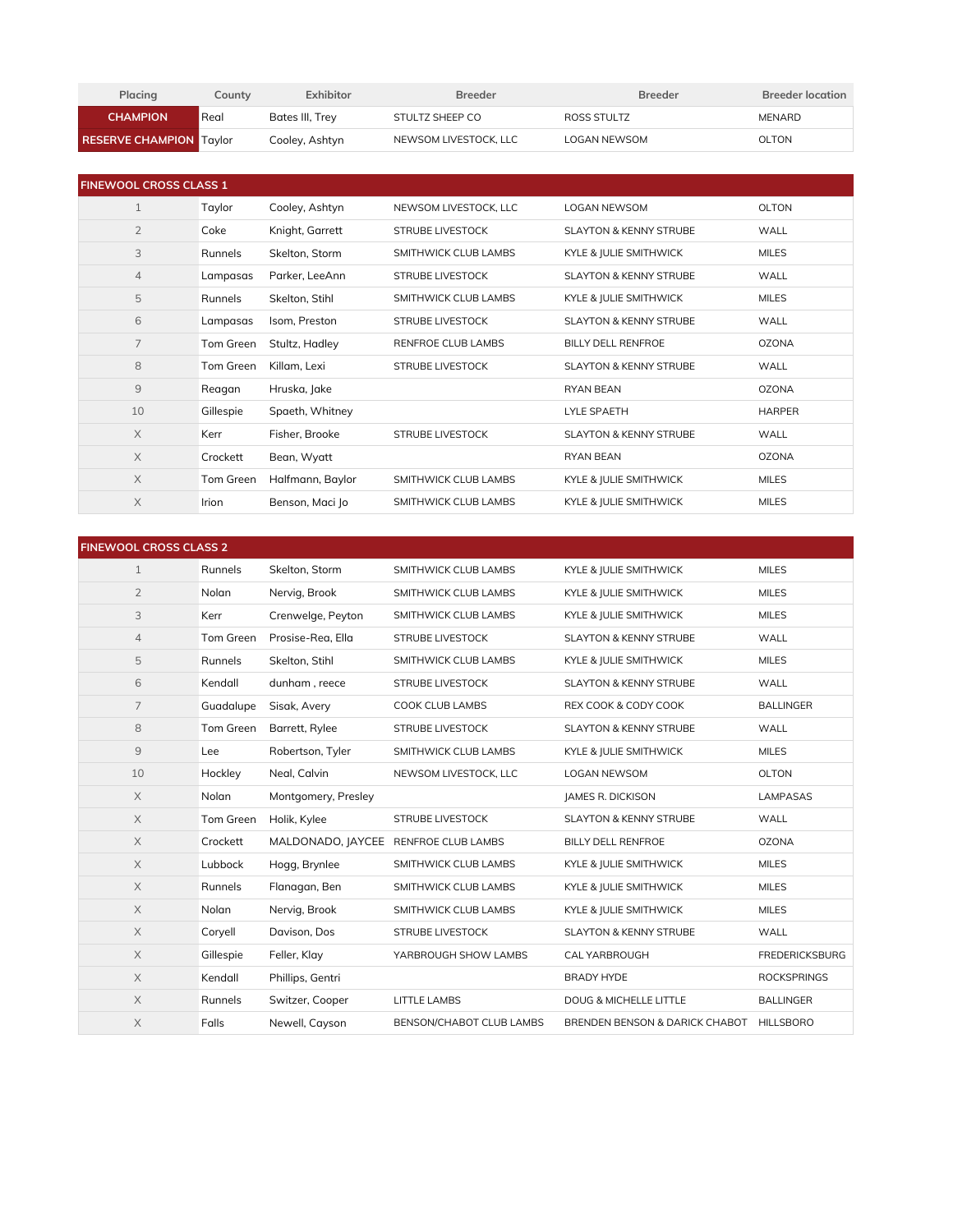| Placing | County | Exhibitor | Breeder | Breeder | Breeder location |
| --- | --- | --- | --- | --- | --- |
| CHAMPION | Real | Bates III, Trey | STULTZ SHEEP CO | ROSS STULTZ | MENARD |
| RESERVE CHAMPION | Taylor | Cooley, Ashtyn | NEWSOM LIVESTOCK, LLC | LOGAN NEWSOM | OLTON |

## FINEWOOL CROSS CLASS 1

| Placing | County | Exhibitor | Breeder | Breeder | Breeder location |
| --- | --- | --- | --- | --- | --- |
| 1 | Taylor | Cooley, Ashtyn | NEWSOM LIVESTOCK, LLC | LOGAN NEWSOM | OLTON |
| 2 | Coke | Knight, Garrett | STRUBE LIVESTOCK | SLAYTON & KENNY STRUBE | WALL |
| 3 | Runnels | Skelton, Storm | SMITHWICK CLUB LAMBS | KYLE & JULIE SMITHWICK | MILES |
| 4 | Lampasas | Parker, LeeAnn | STRUBE LIVESTOCK | SLAYTON & KENNY STRUBE | WALL |
| 5 | Runnels | Skelton, Stihl | SMITHWICK CLUB LAMBS | KYLE & JULIE SMITHWICK | MILES |
| 6 | Lampasas | Isom, Preston | STRUBE LIVESTOCK | SLAYTON & KENNY STRUBE | WALL |
| 7 | Tom Green | Stultz, Hadley | RENFROE CLUB LAMBS | BILLY DELL RENFROE | OZONA |
| 8 | Tom Green | Killam, Lexi | STRUBE LIVESTOCK | SLAYTON & KENNY STRUBE | WALL |
| 9 | Reagan | Hruska, Jake | | RYAN BEAN | OZONA |
| 10 | Gillespie | Spaeth, Whitney | | LYLE SPAETH | HARPER |
| X | Kerr | Fisher, Brooke | STRUBE LIVESTOCK | SLAYTON & KENNY STRUBE | WALL |
| X | Crockett | Bean, Wyatt | | RYAN BEAN | OZONA |
| X | Tom Green | Halfmann, Baylor | SMITHWICK CLUB LAMBS | KYLE & JULIE SMITHWICK | MILES |
| X | Irion | Benson, Maci Jo | SMITHWICK CLUB LAMBS | KYLE & JULIE SMITHWICK | MILES |

## FINEWOOL CROSS CLASS 2

| Placing | County | Exhibitor | Breeder | Breeder | Breeder location |
| --- | --- | --- | --- | --- | --- |
| 1 | Runnels | Skelton, Storm | SMITHWICK CLUB LAMBS | KYLE & JULIE SMITHWICK | MILES |
| 2 | Nolan | Nervig, Brook | SMITHWICK CLUB LAMBS | KYLE & JULIE SMITHWICK | MILES |
| 3 | Kerr | Crenwelge, Peyton | SMITHWICK CLUB LAMBS | KYLE & JULIE SMITHWICK | MILES |
| 4 | Tom Green | Prosise-Rea, Ella | STRUBE LIVESTOCK | SLAYTON & KENNY STRUBE | WALL |
| 5 | Runnels | Skelton, Stihl | SMITHWICK CLUB LAMBS | KYLE & JULIE SMITHWICK | MILES |
| 6 | Kendall | dunham , reece | STRUBE LIVESTOCK | SLAYTON & KENNY STRUBE | WALL |
| 7 | Guadalupe | Sisak, Avery | COOK CLUB LAMBS | REX COOK & CODY COOK | BALLINGER |
| 8 | Tom Green | Barrett, Rylee | STRUBE LIVESTOCK | SLAYTON & KENNY STRUBE | WALL |
| 9 | Lee | Robertson, Tyler | SMITHWICK CLUB LAMBS | KYLE & JULIE SMITHWICK | MILES |
| 10 | Hockley | Neal, Calvin | NEWSOM LIVESTOCK, LLC | LOGAN NEWSOM | OLTON |
| X | Nolan | Montgomery, Presley | | JAMES R. DICKISON | LAMPASAS |
| X | Tom Green | Holik, Kylee | STRUBE LIVESTOCK | SLAYTON & KENNY STRUBE | WALL |
| X | Crockett | MALDONADO, JAYCEE | RENFROE CLUB LAMBS | BILLY DELL RENFROE | OZONA |
| X | Lubbock | Hogg, Brynlee | SMITHWICK CLUB LAMBS | KYLE & JULIE SMITHWICK | MILES |
| X | Runnels | Flanagan, Ben | SMITHWICK CLUB LAMBS | KYLE & JULIE SMITHWICK | MILES |
| X | Nolan | Nervig, Brook | SMITHWICK CLUB LAMBS | KYLE & JULIE SMITHWICK | MILES |
| X | Coryell | Davison, Dos | STRUBE LIVESTOCK | SLAYTON & KENNY STRUBE | WALL |
| X | Gillespie | Feller, Klay | YARBROUGH SHOW LAMBS | CAL YARBROUGH | FREDERICKSBURG |
| X | Kendall | Phillips, Gentri | | BRADY HYDE | ROCKSPRINGS |
| X | Runnels | Switzer, Cooper | LITTLE LAMBS | DOUG & MICHELLE LITTLE | BALLINGER |
| X | Falls | Newell, Cayson | BENSON/CHABOT CLUB LAMBS | BRENDEN BENSON & DARICK CHABOT | HILLSBORO |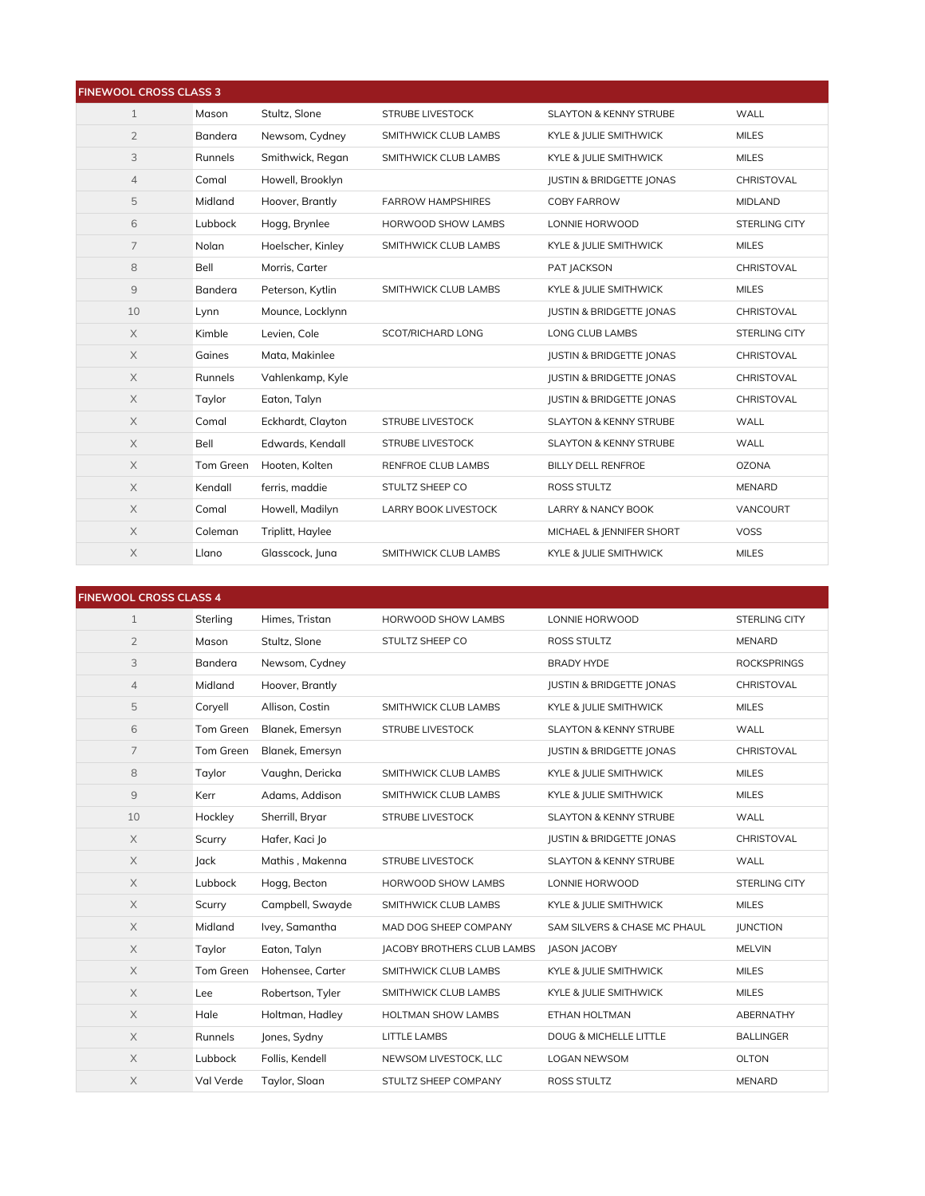## FINEWOOL CROSS CLASS 3

| | | | | | |
|---|---|---|---|---|---|
| 1 | Mason | Stultz, Slone | STRUBE LIVESTOCK | SLAYTON & KENNY STRUBE | WALL |
| 2 | Bandera | Newsom, Cydney | SMITHWICK CLUB LAMBS | KYLE & JULIE SMITHWICK | MILES |
| 3 | Runnels | Smithwick, Regan | SMITHWICK CLUB LAMBS | KYLE & JULIE SMITHWICK | MILES |
| 4 | Comal | Howell, Brooklyn | | JUSTIN & BRIDGETTE JONAS | CHRISTOVAL |
| 5 | Midland | Hoover, Brantly | FARROW HAMPSHIRES | COBY FARROW | MIDLAND |
| 6 | Lubbock | Hogg, Brynlee | HORWOOD SHOW LAMBS | LONNIE HORWOOD | STERLING CITY |
| 7 | Nolan | Hoelscher, Kinley | SMITHWICK CLUB LAMBS | KYLE & JULIE SMITHWICK | MILES |
| 8 | Bell | Morris, Carter | | PAT JACKSON | CHRISTOVAL |
| 9 | Bandera | Peterson, Kytlin | SMITHWICK CLUB LAMBS | KYLE & JULIE SMITHWICK | MILES |
| 10 | Lynn | Mounce, Locklynn | | JUSTIN & BRIDGETTE JONAS | CHRISTOVAL |
| X | Kimble | Levien, Cole | SCOT/RICHARD LONG | LONG CLUB LAMBS | STERLING CITY |
| X | Gaines | Mata, Makinlee | | JUSTIN & BRIDGETTE JONAS | CHRISTOVAL |
| X | Runnels | Vahlenkamp, Kyle | | JUSTIN & BRIDGETTE JONAS | CHRISTOVAL |
| X | Taylor | Eaton, Talyn | | JUSTIN & BRIDGETTE JONAS | CHRISTOVAL |
| X | Comal | Eckhardt, Clayton | STRUBE LIVESTOCK | SLAYTON & KENNY STRUBE | WALL |
| X | Bell | Edwards, Kendall | STRUBE LIVESTOCK | SLAYTON & KENNY STRUBE | WALL |
| X | Tom Green | Hooten, Kolten | RENFROE CLUB LAMBS | BILLY DELL RENFROE | OZONA |
| X | Kendall | ferris, maddie | STULTZ SHEEP CO | ROSS STULTZ | MENARD |
| X | Comal | Howell, Madilyn | LARRY BOOK LIVESTOCK | LARRY & NANCY BOOK | VANCOURT |
| X | Coleman | Triplitt, Haylee | | MICHAEL & JENNIFER SHORT | VOSS |
| X | Llano | Glasscock, Juna | SMITHWICK CLUB LAMBS | KYLE & JULIE SMITHWICK | MILES |

## FINEWOOL CROSS CLASS 4

| | | | | | |
|---|---|---|---|---|---|
| 1 | Sterling | Himes, Tristan | HORWOOD SHOW LAMBS | LONNIE HORWOOD | STERLING CITY |
| 2 | Mason | Stultz, Slone | STULTZ SHEEP CO | ROSS STULTZ | MENARD |
| 3 | Bandera | Newsom, Cydney | | BRADY HYDE | ROCKSPRINGS |
| 4 | Midland | Hoover, Brantly | | JUSTIN & BRIDGETTE JONAS | CHRISTOVAL |
| 5 | Coryell | Allison, Costin | SMITHWICK CLUB LAMBS | KYLE & JULIE SMITHWICK | MILES |
| 6 | Tom Green | Blanek, Emersyn | STRUBE LIVESTOCK | SLAYTON & KENNY STRUBE | WALL |
| 7 | Tom Green | Blanek, Emersyn | | JUSTIN & BRIDGETTE JONAS | CHRISTOVAL |
| 8 | Taylor | Vaughn, Dericka | SMITHWICK CLUB LAMBS | KYLE & JULIE SMITHWICK | MILES |
| 9 | Kerr | Adams, Addison | SMITHWICK CLUB LAMBS | KYLE & JULIE SMITHWICK | MILES |
| 10 | Hockley | Sherrill, Bryar | STRUBE LIVESTOCK | SLAYTON & KENNY STRUBE | WALL |
| X | Scurry | Hafer, Kaci Jo | | JUSTIN & BRIDGETTE JONAS | CHRISTOVAL |
| X | Jack | Mathis , Makenna | STRUBE LIVESTOCK | SLAYTON & KENNY STRUBE | WALL |
| X | Lubbock | Hogg, Becton | HORWOOD SHOW LAMBS | LONNIE HORWOOD | STERLING CITY |
| X | Scurry | Campbell, Swayde | SMITHWICK CLUB LAMBS | KYLE & JULIE SMITHWICK | MILES |
| X | Midland | Ivey, Samantha | MAD DOG SHEEP COMPANY | SAM SILVERS & CHASE MC PHAUL | JUNCTION |
| X | Taylor | Eaton, Talyn | JACOBY BROTHERS CLUB LAMBS | JASON JACOBY | MELVIN |
| X | Tom Green | Hohensee, Carter | SMITHWICK CLUB LAMBS | KYLE & JULIE SMITHWICK | MILES |
| X | Lee | Robertson, Tyler | SMITHWICK CLUB LAMBS | KYLE & JULIE SMITHWICK | MILES |
| X | Hale | Holtman, Hadley | HOLTMAN SHOW LAMBS | ETHAN HOLTMAN | ABERNATHY |
| X | Runnels | Jones, Sydny | LITTLE LAMBS | DOUG & MICHELLE LITTLE | BALLINGER |
| X | Lubbock | Follis, Kendell | NEWSOM LIVESTOCK, LLC | LOGAN NEWSOM | OLTON |
| X | Val Verde | Taylor, Sloan | STULTZ SHEEP COMPANY | ROSS STULTZ | MENARD |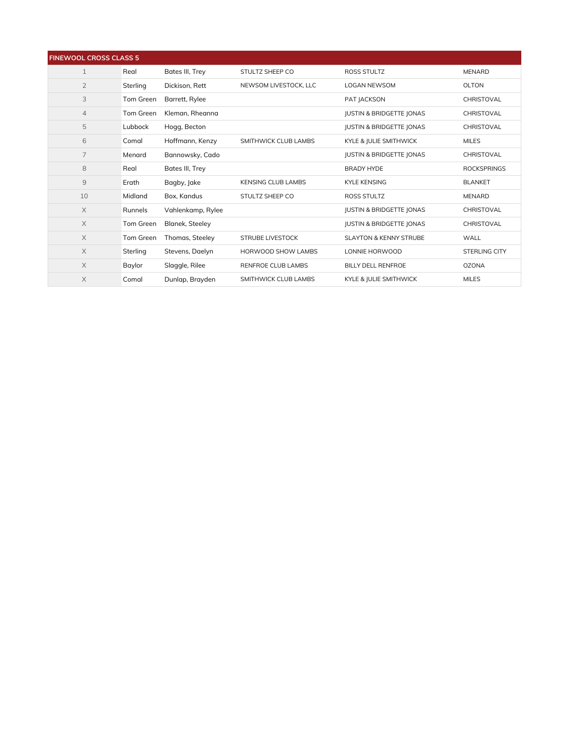## FINEWOOL CROSS CLASS 5

| | | | | | |
|---|---|---|---|---|---|
| 1 | Real | Bates III, Trey | STULTZ SHEEP CO | ROSS STULTZ | MENARD |
| 2 | Sterling | Dickison, Rett | NEWSOM LIVESTOCK, LLC | LOGAN NEWSOM | OLTON |
| 3 | Tom Green | Barrett, Rylee | | PAT JACKSON | CHRISTOVAL |
| 4 | Tom Green | Kleman, Rheanna | | JUSTIN & BRIDGETTE JONAS | CHRISTOVAL |
| 5 | Lubbock | Hogg, Becton | | JUSTIN & BRIDGETTE JONAS | CHRISTOVAL |
| 6 | Comal | Hoffmann, Kenzy | SMITHWICK CLUB LAMBS | KYLE & JULIE SMITHWICK | MILES |
| 7 | Menard | Bannowsky, Cado | | JUSTIN & BRIDGETTE JONAS | CHRISTOVAL |
| 8 | Real | Bates III, Trey | | BRADY HYDE | ROCKSPRINGS |
| 9 | Erath | Bagby, Jake | KENSING CLUB LAMBS | KYLE KENSING | BLANKET |
| 10 | Midland | Box, Kandus | STULTZ SHEEP CO | ROSS STULTZ | MENARD |
| X | Runnels | Vahlenkamp, Rylee | | JUSTIN & BRIDGETTE JONAS | CHRISTOVAL |
| X | Tom Green | Blanek, Steeley | | JUSTIN & BRIDGETTE JONAS | CHRISTOVAL |
| X | Tom Green | Thomas, Steeley | STRUBE LIVESTOCK | SLAYTON & KENNY STRUBE | WALL |
| X | Sterling | Stevens, Daelyn | HORWOOD SHOW LAMBS | LONNIE HORWOOD | STERLING CITY |
| X | Baylor | Slaggle, Rilee | RENFROE CLUB LAMBS | BILLY DELL RENFROE | OZONA |
| X | Comal | Dunlap, Brayden | SMITHWICK CLUB LAMBS | KYLE & JULIE SMITHWICK | MILES |